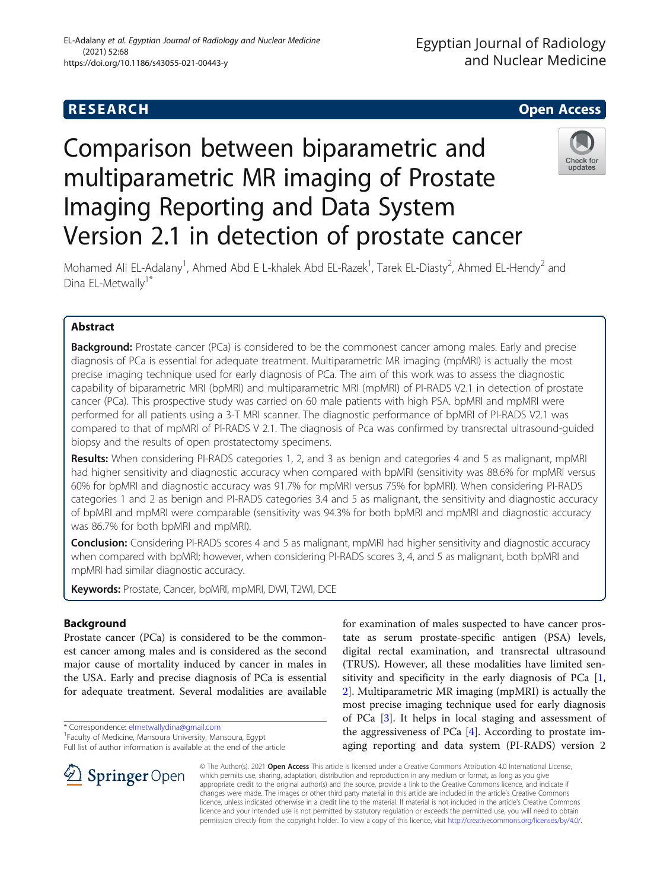RESEARCH Open Access

# Comparison between biparametric and multiparametric MR imaging of Prostate Imaging Reporting and Data System Version 2.1 in detection of prostate cancer

Mohamed Ali EL-Adalany[1], Ahmed Abd E L-khalek Abd EL-Razek[1], Tarek EL-Diasty[2], Ahmed EL-Hendy[2] and Dina EL-Metwally[1*]

## Abstract

**Background:** Prostate cancer (PCa) is considered to be the commonest cancer among males. Early and precise diagnosis of PCa is essential for adequate treatment. Multiparametric MR imaging (mpMRI) is actually the most precise imaging technique used for early diagnosis of PCa. The aim of this work was to assess the diagnostic capability of biparametric MRI (bpMRI) and multiparametric MRI (mpMRI) of PI-RADS V2.1 in detection of prostate cancer (PCa). This prospective study was carried on 60 male patients with high PSA. bpMRI and mpMRI were performed for all patients using a 3-T MRI scanner. The diagnostic performance of bpMRI of PI-RADS V2.1 was compared to that of mpMRI of PI-RADS V 2.1. The diagnosis of Pca was confirmed by transrectal ultrasound-guided biopsy and the results of open prostatectomy specimens.

**Results:** When considering PI-RADS categories 1, 2, and 3 as benign and categories 4 and 5 as malignant, mpMRI had higher sensitivity and diagnostic accuracy when compared with bpMRI (sensitivity was 88.6% for mpMRI versus 60% for bpMRI and diagnostic accuracy was 91.7% for mpMRI versus 75% for bpMRI). When considering PI-RADS categories 1 and 2 as benign and PI-RADS categories 3.4 and 5 as malignant, the sensitivity and diagnostic accuracy of bpMRI and mpMRI were comparable (sensitivity was 94.3% for both bpMRI and mpMRI and diagnostic accuracy was 86.7% for both bpMRI and mpMRI).

**Conclusion:** Considering PI-RADS scores 4 and 5 as malignant, mpMRI had higher sensitivity and diagnostic accuracy when compared with bpMRI; however, when considering PI-RADS scores 3, 4, and 5 as malignant, both bpMRI and mpMRI had similar diagnostic accuracy.

**Keywords:** Prostate, Cancer, bpMRI, mpMRI, DWI, T2WI, DCE

## Background

Prostate cancer (PCa) is considered to be the commonest cancer among males and is considered as the second major cause of mortality induced by cancer in males in the USA. Early and precise diagnosis of PCa is essential for adequate treatment. Several modalities are available for examination of males suspected to have cancer prostate as serum prostate-specific antigen (PSA) levels, digital rectal examination, and transrectal ultrasound (TRUS). However, all these modalities have limited sensitivity and specificity in the early diagnosis of PCa [1, 2]. Multiparametric MR imaging (mpMRI) is actually the most precise imaging technique used for early diagnosis of PCa [3]. It helps in local staging and assessment of the aggressiveness of PCa [4]. According to prostate imaging reporting and data system (PI-RADS) version 2

\* Correspondence: elmetwallydina@gmail.com
[1]Faculty of Medicine, Mansoura University, Mansoura, Egypt
Full list of author information is available at the end of the article

© The Author(s). 2021 **Open Access** This article is licensed under a Creative Commons Attribution 4.0 International License, which permits use, sharing, adaptation, distribution and reproduction in any medium or format, as long as you give appropriate credit to the original author(s) and the source, provide a link to the Creative Commons licence, and indicate if changes were made. The images or other third party material in this article are included in the article's Creative Commons licence, unless indicated otherwise in a credit line to the material. If material is not included in the article's Creative Commons licence and your intended use is not permitted by statutory regulation or exceeds the permitted use, you will need to obtain permission directly from the copyright holder. To view a copy of this licence, visit http://creativecommons.org/licenses/by/4.0/.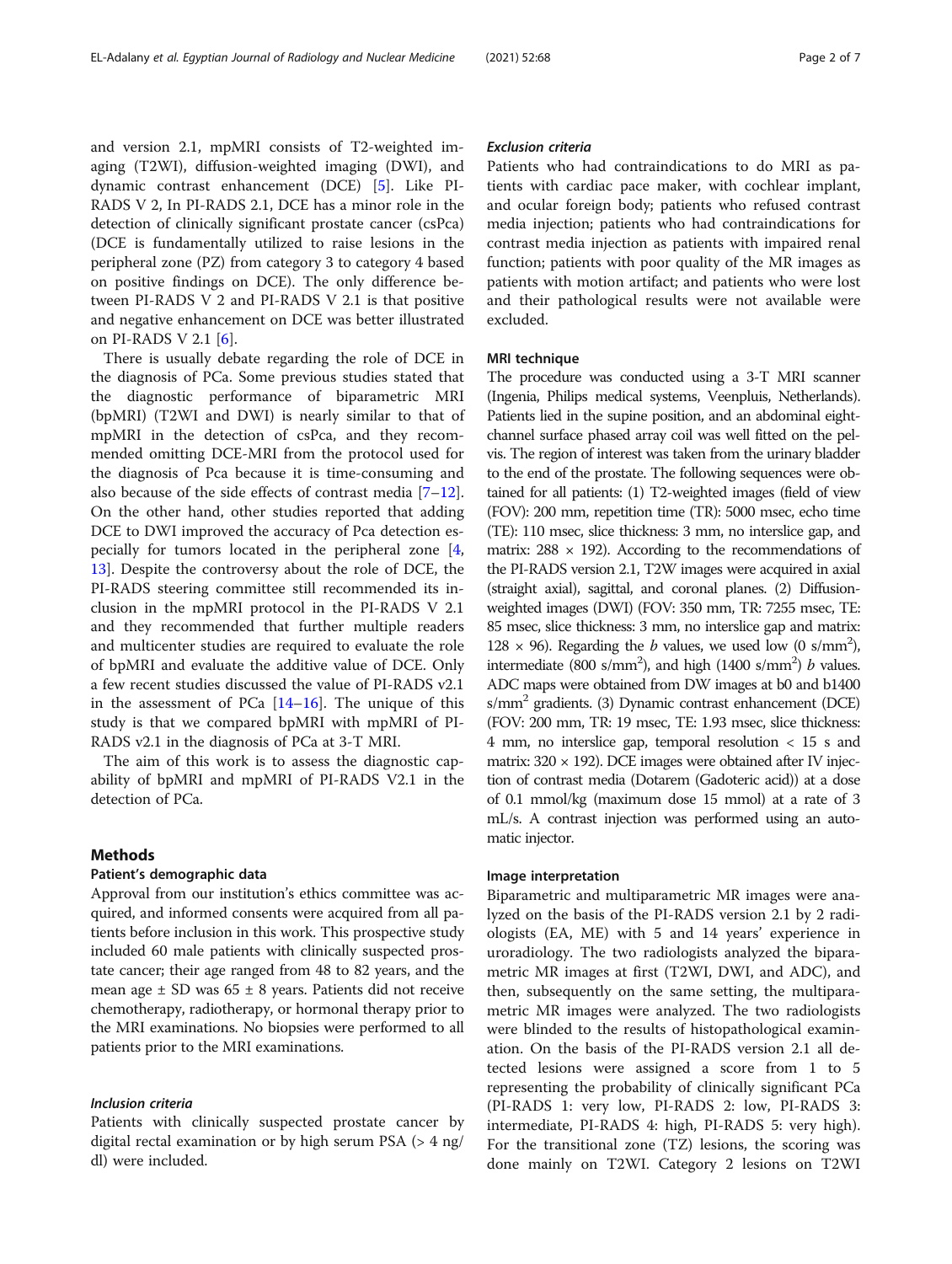and version 2.1, mpMRI consists of T2-weighted imaging (T2WI), diffusion-weighted imaging (DWI), and dynamic contrast enhancement (DCE) [5]. Like PI-RADS V 2, In PI-RADS 2.1, DCE has a minor role in the detection of clinically significant prostate cancer (csPca) (DCE is fundamentally utilized to raise lesions in the peripheral zone (PZ) from category 3 to category 4 based on positive findings on DCE). The only difference between PI-RADS V 2 and PI-RADS V 2.1 is that positive and negative enhancement on DCE was better illustrated on PI-RADS V 2.1 [6].

There is usually debate regarding the role of DCE in the diagnosis of PCa. Some previous studies stated that the diagnostic performance of biparametric MRI (bpMRI) (T2WI and DWI) is nearly similar to that of mpMRI in the detection of csPca, and they recommended omitting DCE-MRI from the protocol used for the diagnosis of Pca because it is time-consuming and also because of the side effects of contrast media [7–12]. On the other hand, other studies reported that adding DCE to DWI improved the accuracy of Pca detection especially for tumors located in the peripheral zone [4, 13]. Despite the controversy about the role of DCE, the PI-RADS steering committee still recommended its inclusion in the mpMRI protocol in the PI-RADS V 2.1 and they recommended that further multiple readers and multicenter studies are required to evaluate the role of bpMRI and evaluate the additive value of DCE. Only a few recent studies discussed the value of PI-RADS v2.1 in the assessment of PCa [14–16]. The unique of this study is that we compared bpMRI with mpMRI of PI-RADS v2.1 in the diagnosis of PCa at 3-T MRI.

The aim of this work is to assess the diagnostic capability of bpMRI and mpMRI of PI-RADS V2.1 in the detection of PCa.

## Methods

### Patient's demographic data

Approval from our institution's ethics committee was acquired, and informed consents were acquired from all patients before inclusion in this work. This prospective study included 60 male patients with clinically suspected prostate cancer; their age ranged from 48 to 82 years, and the mean age ± SD was 65 ± 8 years. Patients did not receive chemotherapy, radiotherapy, or hormonal therapy prior to the MRI examinations. No biopsies were performed to all patients prior to the MRI examinations.

#### *Inclusion criteria*

Patients with clinically suspected prostate cancer by digital rectal examination or by high serum PSA (> 4 ng/dl) were included.

#### *Exclusion criteria*

Patients who had contraindications to do MRI as patients with cardiac pace maker, with cochlear implant, and ocular foreign body; patients who refused contrast media injection; patients who had contraindications for contrast media injection as patients with impaired renal function; patients with poor quality of the MR images as patients with motion artifact; and patients who were lost and their pathological results were not available were excluded.

### MRI technique

The procedure was conducted using a 3-T MRI scanner (Ingenia, Philips medical systems, Veenpluis, Netherlands). Patients lied in the supine position, and an abdominal eight-channel surface phased array coil was well fitted on the pelvis. The region of interest was taken from the urinary bladder to the end of the prostate. The following sequences were obtained for all patients: (1) T2-weighted images (field of view (FOV): 200 mm, repetition time (TR): 5000 msec, echo time (TE): 110 msec, slice thickness: 3 mm, no interslice gap, and matrix: 288 × 192). According to the recommendations of the PI-RADS version 2.1, T2W images were acquired in axial (straight axial), sagittal, and coronal planes. (2) Diffusion-weighted images (DWI) (FOV: 350 mm, TR: 7255 msec, TE: 85 msec, slice thickness: 3 mm, no interslice gap and matrix: 128 × 96). Regarding the *b* values, we used low (0 s/mm$^2$), intermediate (800 s/mm$^2$), and high (1400 s/mm$^2$) *b* values. ADC maps were obtained from DW images at b0 and b1400 s/mm$^2$ gradients. (3) Dynamic contrast enhancement (DCE) (FOV: 200 mm, TR: 19 msec, TE: 1.93 msec, slice thickness: 4 mm, no interslice gap, temporal resolution < 15 s and matrix: 320 × 192). DCE images were obtained after IV injection of contrast media (Dotarem (Gadoteric acid)) at a dose of 0.1 mmol/kg (maximum dose 15 mmol) at a rate of 3 mL/s. A contrast injection was performed using an automatic injector.

### Image interpretation

Biparametric and multiparametric MR images were analyzed on the basis of the PI-RADS version 2.1 by 2 radiologists (EA, ME) with 5 and 14 years' experience in uroradiology. The two radiologists analyzed the biparametric MR images at first (T2WI, DWI, and ADC), and then, subsequently on the same setting, the multiparametric MR images were analyzed. The two radiologists were blinded to the results of histopathological examination. On the basis of the PI-RADS version 2.1 all detected lesions were assigned a score from 1 to 5 representing the probability of clinically significant PCa (PI-RADS 1: very low, PI-RADS 2: low, PI-RADS 3: intermediate, PI-RADS 4: high, PI-RADS 5: very high). For the transitional zone (TZ) lesions, the scoring was done mainly on T2WI. Category 2 lesions on T2WI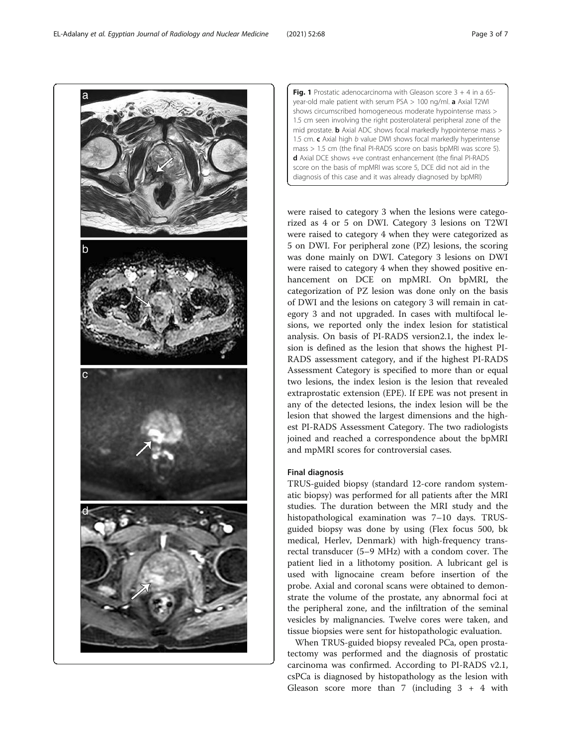**Fig. 1** Prostatic adenocarcinoma with Gleason score 3 + 4 in a 65-year-old male patient with serum PSA > 100 ng/ml. **a** Axial T2WI shows circumscribed homogeneous moderate hypointense mass > 1.5 cm seen involving the right posterolateral peripheral zone of the mid prostate. **b** Axial ADC shows focal markedly hypointense mass > 1.5 cm. **c** Axial high *b* value DWI shows focal markedly hyperintense mass > 1.5 cm (the final PI-RADS score on basis bpMRI was score 5). **d** Axial DCE shows +ve contrast enhancement (the final PI-RADS score on the basis of mpMRI was score 5, DCE did not aid in the diagnosis of this case and it was already diagnosed by bpMRI)

were raised to category 3 when the lesions were categorized as 4 or 5 on DWI. Category 3 lesions on T2WI were raised to category 4 when they were categorized as 5 on DWI. For peripheral zone (PZ) lesions, the scoring was done mainly on DWI. Category 3 lesions on DWI were raised to category 4 when they showed positive enhancement on DCE on mpMRI. On bpMRI, the categorization of PZ lesion was done only on the basis of DWI and the lesions on category 3 will remain in category 3 and not upgraded. In cases with multifocal lesions, we reported only the index lesion for statistical analysis. On basis of PI-RADS version2.1, the index lesion is defined as the lesion that shows the highest PI-RADS assessment category, and if the highest PI-RADS Assessment Category is specified to more than or equal two lesions, the index lesion is the lesion that revealed extraprostatic extension (EPE). If EPE was not present in any of the detected lesions, the index lesion will be the lesion that showed the largest dimensions and the highest PI-RADS Assessment Category. The two radiologists joined and reached a correspondence about the bpMRI and mpMRI scores for controversial cases.

#### Final diagnosis

TRUS-guided biopsy (standard 12-core random systematic biopsy) was performed for all patients after the MRI studies. The duration between the MRI study and the histopathological examination was 7–10 days. TRUS-guided biopsy was done by using (Flex focus 500, bk medical, Herlev, Denmark) with high-frequency transrectal transducer (5–9 MHz) with a condom cover. The patient lied in a lithotomy position. A lubricant gel is used with lignocaine cream before insertion of the probe. Axial and coronal scans were obtained to demonstrate the volume of the prostate, any abnormal foci at the peripheral zone, and the infiltration of the seminal vesicles by malignancies. Twelve cores were taken, and tissue biopsies were sent for histopathologic evaluation.

When TRUS-guided biopsy revealed PCa, open prostatectomy was performed and the diagnosis of prostatic carcinoma was confirmed. According to PI-RADS v2.1, csPCa is diagnosed by histopathology as the lesion with Gleason score more than 7 (including 3 + 4 with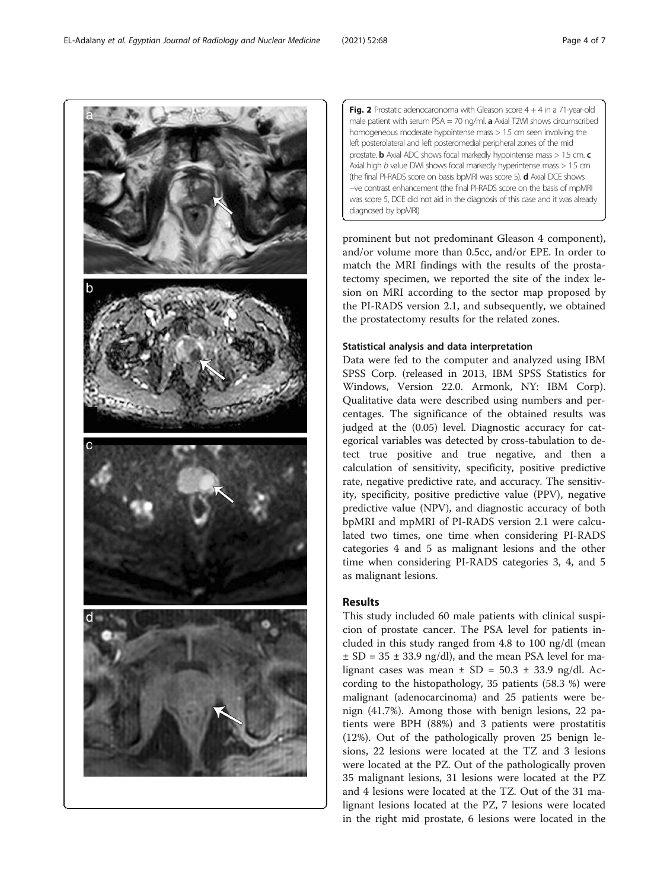**Fig. 2** Prostatic adenocarcinoma with Gleason score 4 + 4 in a 71-year-old male patient with serum PSA = 70 ng/ml. **a** Axial T2WI shows circumscribed homogeneous moderate hypointense mass > 1.5 cm seen involving the left posterolateral and left posteromedial peripheral zones of the mid prostate. **b** Axial ADC shows focal markedly hypointense mass > 1.5 cm. **c** Axial high *b* value DWI shows focal markedly hyperintense mass > 1.5 cm (the final PI-RADS score on basis bpMRI was score 5). **d** Axial DCE shows −ve contrast enhancement (the final PI-RADS score on the basis of mpMRI was score 5, DCE did not aid in the diagnosis of this case and it was already diagnosed by bpMRI)

prominent but not predominant Gleason 4 component), and/or volume more than 0.5cc, and/or EPE. In order to match the MRI findings with the results of the prostatectomy specimen, we reported the site of the index lesion on MRI according to the sector map proposed by the PI-RADS version 2.1, and subsequently, we obtained the prostatectomy results for the related zones.

### Statistical analysis and data interpretation

Data were fed to the computer and analyzed using IBM SPSS Corp. (released in 2013, IBM SPSS Statistics for Windows, Version 22.0. Armonk, NY: IBM Corp). Qualitative data were described using numbers and percentages. The significance of the obtained results was judged at the (0.05) level. Diagnostic accuracy for categorical variables was detected by cross-tabulation to detect true positive and true negative, and then a calculation of sensitivity, specificity, positive predictive rate, negative predictive rate, and accuracy. The sensitivity, specificity, positive predictive value (PPV), negative predictive value (NPV), and diagnostic accuracy of both bpMRI and mpMRI of PI-RADS version 2.1 were calculated two times, one time when considering PI-RADS categories 4 and 5 as malignant lesions and the other time when considering PI-RADS categories 3, 4, and 5 as malignant lesions.

## Results

This study included 60 male patients with clinical suspicion of prostate cancer. The PSA level for patients included in this study ranged from 4.8 to 100 ng/dl (mean ± SD = 35 ± 33.9 ng/dl), and the mean PSA level for malignant cases was mean ± SD = 50.3 ± 33.9 ng/dl. According to the histopathology, 35 patients (58.3 %) were malignant (adenocarcinoma) and 25 patients were benign (41.7%). Among those with benign lesions, 22 patients were BPH (88%) and 3 patients were prostatitis (12%). Out of the pathologically proven 25 benign lesions, 22 lesions were located at the TZ and 3 lesions were located at the PZ. Out of the pathologically proven 35 malignant lesions, 31 lesions were located at the PZ and 4 lesions were located at the TZ. Out of the 31 malignant lesions located at the PZ, 7 lesions were located in the right mid prostate, 6 lesions were located in the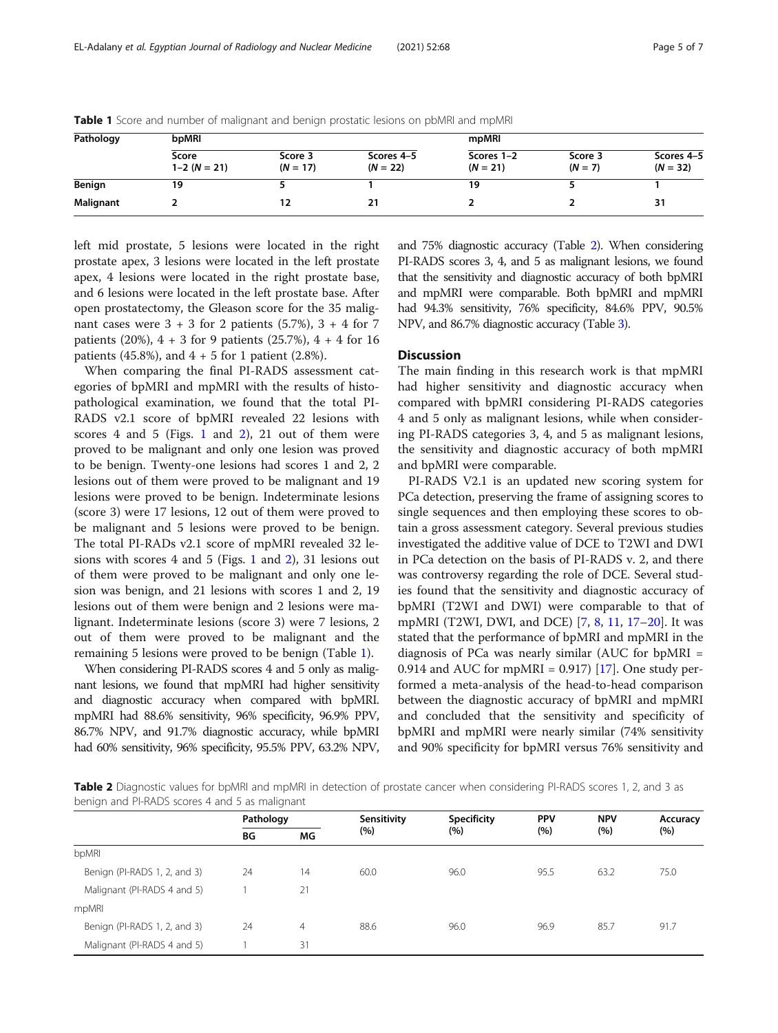**Table 1** Score and number of malignant and benign prostatic lesions on pbMRI and mpMRI

| Pathology | bpMRI | | | mpMRI | | |
|---|---|---|---|---|---|---|
| | Score 1–2 (*N* = 21) | Score 3 (*N* = 17) | Scores 4–5 (*N* = 22) | Scores 1–2 (*N* = 21) | Score 3 (*N* = 7) | Scores 4–5 (*N* = 32) |
| **Benign** | 19 | 5 | 1 | 19 | 5 | 1 |
| **Malignant** | 2 | 12 | 21 | 2 | 2 | 31 |

left mid prostate, 5 lesions were located in the right prostate apex, 3 lesions were located in the left prostate apex, 4 lesions were located in the right prostate base, and 6 lesions were located in the left prostate base. After open prostatectomy, the Gleason score for the 35 malignant cases were 3 + 3 for 2 patients (5.7%), 3 + 4 for 7 patients (20%), 4 + 3 for 9 patients (25.7%), 4 + 4 for 16 patients (45.8%), and 4 + 5 for 1 patient (2.8%).

When comparing the final PI-RADS assessment categories of bpMRI and mpMRI with the results of histopathological examination, we found that the total PI-RADS v2.1 score of bpMRI revealed 22 lesions with scores 4 and 5 (Figs. 1 and 2), 21 out of them were proved to be malignant and only one lesion was proved to be benign. Twenty-one lesions had scores 1 and 2, 2 lesions out of them were proved to be malignant and 19 lesions were proved to be benign. Indeterminate lesions (score 3) were 17 lesions, 12 out of them were proved to be malignant and 5 lesions were proved to be benign. The total PI-RADs v2.1 score of mpMRI revealed 32 lesions with scores 4 and 5 (Figs. 1 and 2), 31 lesions out of them were proved to be malignant and only one lesion was benign, and 21 lesions with scores 1 and 2, 19 lesions out of them were benign and 2 lesions were malignant. Indeterminate lesions (score 3) were 7 lesions, 2 out of them were proved to be malignant and the remaining 5 lesions were proved to be benign (Table 1).

When considering PI-RADS scores 4 and 5 only as malignant lesions, we found that mpMRI had higher sensitivity and diagnostic accuracy when compared with bpMRI. mpMRI had 88.6% sensitivity, 96% specificity, 96.9% PPV, 86.7% NPV, and 91.7% diagnostic accuracy, while bpMRI had 60% sensitivity, 96% specificity, 95.5% PPV, 63.2% NPV, and 75% diagnostic accuracy (Table 2). When considering PI-RADS scores 3, 4, and 5 as malignant lesions, we found that the sensitivity and diagnostic accuracy of both bpMRI and mpMRI were comparable. Both bpMRI and mpMRI had 94.3% sensitivity, 76% specificity, 84.6% PPV, 90.5% NPV, and 86.7% diagnostic accuracy (Table 3).

## Discussion

The main finding in this research work is that mpMRI had higher sensitivity and diagnostic accuracy when compared with bpMRI considering PI-RADS categories 4 and 5 only as malignant lesions, while when considering PI-RADS categories 3, 4, and 5 as malignant lesions, the sensitivity and diagnostic accuracy of both mpMRI and bpMRI were comparable.

PI-RADS V2.1 is an updated new scoring system for PCa detection, preserving the frame of assigning scores to single sequences and then employing these scores to obtain a gross assessment category. Several previous studies investigated the additive value of DCE to T2WI and DWI in PCa detection on the basis of PI-RADS v. 2, and there was controversy regarding the role of DCE. Several studies found that the sensitivity and diagnostic accuracy of bpMRI (T2WI and DWI) were comparable to that of mpMRI (T2WI, DWI, and DCE) [7, 8, 11, 17–20]. It was stated that the performance of bpMRI and mpMRI in the diagnosis of PCa was nearly similar (AUC for bpMRI = 0.914 and AUC for mpMRI = 0.917) [17]. One study performed a meta-analysis of the head-to-head comparison between the diagnostic accuracy of bpMRI and mpMRI and concluded that the sensitivity and specificity of bpMRI and mpMRI were nearly similar (74% sensitivity and 90% specificity for bpMRI versus 76% sensitivity and

**Table 2** Diagnostic values for bpMRI and mpMRI in detection of prostate cancer when considering PI-RADS scores 1, 2, and 3 as benign and PI-RADS scores 4 and 5 as malignant

| | Pathology | | Sensitivity (%) | Specificity (%) | PPV (%) | NPV (%) | Accuracy (%) |
|---|---|---|---|---|---|---|---|
| | BG | MG | | | | | |
| bpMRI | | | | | | | |
| Benign (PI-RADS 1, 2, and 3) | 24 | 14 | 60.0 | 96.0 | 95.5 | 63.2 | 75.0 |
| Malignant (PI-RADS 4 and 5) | 1 | 21 | | | | | |
| mpMRI | | | | | | | |
| Benign (PI-RADS 1, 2, and 3) | 24 | 4 | 88.6 | 96.0 | 96.9 | 85.7 | 91.7 |
| Malignant (PI-RADS 4 and 5) | 1 | 31 | | | | | |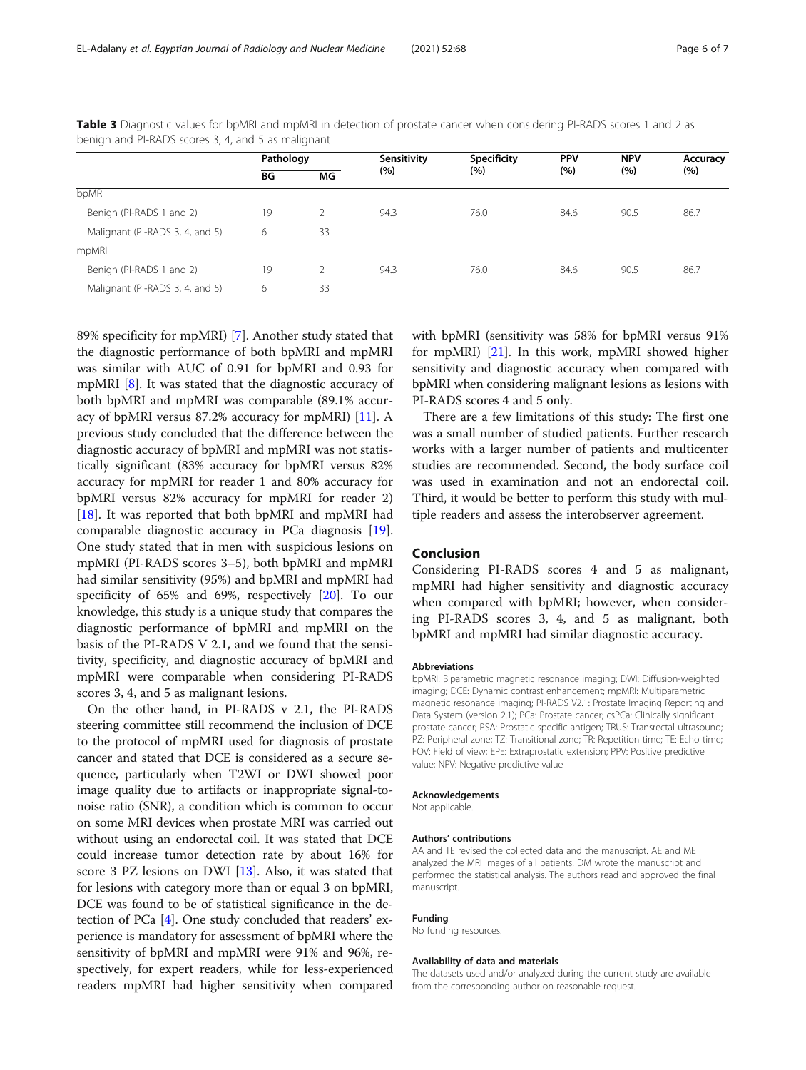**Table 3** Diagnostic values for bpMRI and mpMRI in detection of prostate cancer when considering PI-RADS scores 1 and 2 as benign and PI-RADS scores 3, 4, and 5 as malignant

| | Pathology | | Sensitivity (%) | Specificity (%) | PPV (%) | NPV (%) | Accuracy (%) |
|---|---|---|---|---|---|---|---|
| | BG | MG | | | | | |
| bpMRI | | | | | | | |
| Benign (PI-RADS 1 and 2) | 19 | 2 | 94.3 | 76.0 | 84.6 | 90.5 | 86.7 |
| Malignant (PI-RADS 3, 4, and 5) | 6 | 33 | | | | | |
| mpMRI | | | | | | | |
| Benign (PI-RADS 1 and 2) | 19 | 2 | 94.3 | 76.0 | 84.6 | 90.5 | 86.7 |
| Malignant (PI-RADS 3, 4, and 5) | 6 | 33 | | | | | |

89% specificity for mpMRI) [7]. Another study stated that the diagnostic performance of both bpMRI and mpMRI was similar with AUC of 0.91 for bpMRI and 0.93 for mpMRI [8]. It was stated that the diagnostic accuracy of both bpMRI and mpMRI was comparable (89.1% accuracy of bpMRI versus 87.2% accuracy for mpMRI) [11]. A previous study concluded that the difference between the diagnostic accuracy of bpMRI and mpMRI was not statistically significant (83% accuracy for bpMRI versus 82% accuracy for mpMRI for reader 1 and 80% accuracy for bpMRI versus 82% accuracy for mpMRI for reader 2) [18]. It was reported that both bpMRI and mpMRI had comparable diagnostic accuracy in PCa diagnosis [19]. One study stated that in men with suspicious lesions on mpMRI (PI-RADS scores 3–5), both bpMRI and mpMRI had similar sensitivity (95%) and bpMRI and mpMRI had specificity of 65% and 69%, respectively [20]. To our knowledge, this study is a unique study that compares the diagnostic performance of bpMRI and mpMRI on the basis of the PI-RADS V 2.1, and we found that the sensitivity, specificity, and diagnostic accuracy of bpMRI and mpMRI were comparable when considering PI-RADS scores 3, 4, and 5 as malignant lesions.

On the other hand, in PI-RADS v 2.1, the PI-RADS steering committee still recommend the inclusion of DCE to the protocol of mpMRI used for diagnosis of prostate cancer and stated that DCE is considered as a secure sequence, particularly when T2WI or DWI showed poor image quality due to artifacts or inappropriate signal-to-noise ratio (SNR), a condition which is common to occur on some MRI devices when prostate MRI was carried out without using an endorectal coil. It was stated that DCE could increase tumor detection rate by about 16% for score 3 PZ lesions on DWI [13]. Also, it was stated that for lesions with category more than or equal 3 on bpMRI, DCE was found to be of statistical significance in the detection of PCa [4]. One study concluded that readers' experience is mandatory for assessment of bpMRI where the sensitivity of bpMRI and mpMRI were 91% and 96%, respectively, for expert readers, while for less-experienced readers mpMRI had higher sensitivity when compared with bpMRI (sensitivity was 58% for bpMRI versus 91% for mpMRI) [21]. In this work, mpMRI showed higher sensitivity and diagnostic accuracy when compared with bpMRI when considering malignant lesions as lesions with PI-RADS scores 4 and 5 only.

There are a few limitations of this study: The first one was a small number of studied patients. Further research works with a larger number of patients and multicenter studies are recommended. Second, the body surface coil was used in examination and not an endorectal coil. Third, it would be better to perform this study with multiple readers and assess the interobserver agreement.

## Conclusion

Considering PI-RADS scores 4 and 5 as malignant, mpMRI had higher sensitivity and diagnostic accuracy when compared with bpMRI; however, when considering PI-RADS scores 3, 4, and 5 as malignant, both bpMRI and mpMRI had similar diagnostic accuracy.

#### Abbreviations

bpMRI: Biparametric magnetic resonance imaging; DWI: Diffusion-weighted imaging; DCE: Dynamic contrast enhancement; mpMRI: Multiparametric magnetic resonance imaging; PI-RADS V2.1: Prostate Imaging Reporting and Data System (version 2.1); PCa: Prostate cancer; csPCa: Clinically significant prostate cancer; PSA: Prostatic specific antigen; TRUS: Transrectal ultrasound; PZ: Peripheral zone; TZ: Transitional zone; TR: Repetition time; TE: Echo time; FOV: Field of view; EPE: Extraprostatic extension; PPV: Positive predictive value; NPV: Negative predictive value

#### Acknowledgements

Not applicable.

#### Authors' contributions

AA and TE revised the collected data and the manuscript. AE and ME analyzed the MRI images of all patients. DM wrote the manuscript and performed the statistical analysis. The authors read and approved the final manuscript.

#### Funding

No funding resources.

#### Availability of data and materials

The datasets used and/or analyzed during the current study are available from the corresponding author on reasonable request.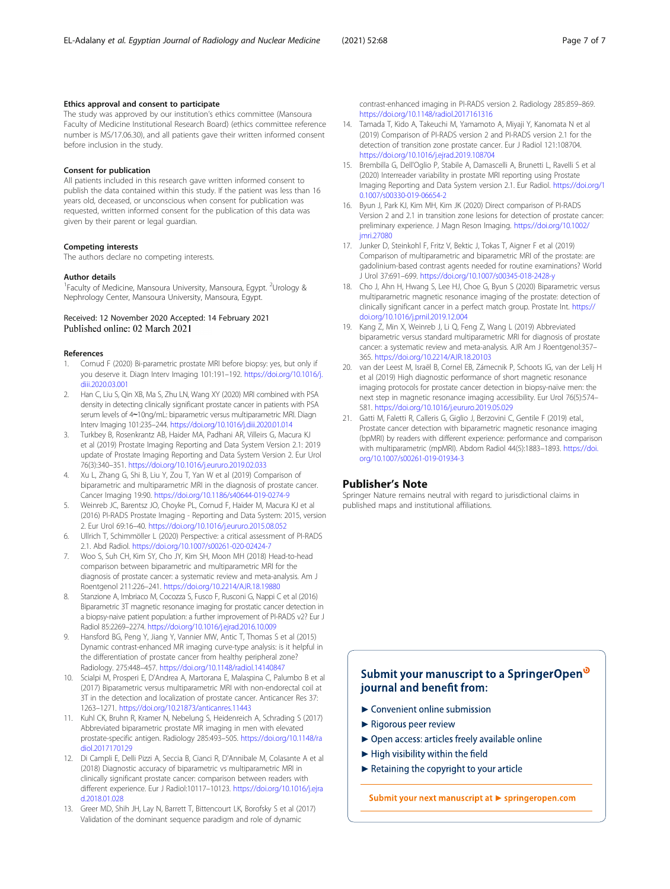### Ethics approval and consent to participate

The study was approved by our institution's ethics committee (Mansoura Faculty of Medicine Institutional Research Board) (ethics committee reference number is MS/17.06.30), and all patients gave their written informed consent before inclusion in the study.

### Consent for publication

All patients included in this research gave written informed consent to publish the data contained within this study. If the patient was less than 16 years old, deceased, or unconscious when consent for publication was requested, written informed consent for the publication of this data was given by their parent or legal guardian.

### Competing interests

The authors declare no competing interests.

### Author details

[1]Faculty of Medicine, Mansoura University, Mansoura, Egypt. [2]Urology & Nephrology Center, Mansoura University, Mansoura, Egypt.

Received: 12 November 2020 Accepted: 14 February 2021
Published online: 02 March 2021

### References

1. Cornud F (2020) Bi-parametric prostate MRI before biopsy: yes, but only if you deserve it. Diagn Interv Imaging 101:191–192. https://doi.org/10.1016/j.diii.2020.03.001
2. Han C, Liu S, Qin XB, Ma S, Zhu LN, Wang XY (2020) MRI combined with PSA density in detecting clinically significant prostate cancer in patients with PSA serum levels of 4~10ng/mL: biparametric versus multiparametric MRI. Diagn Interv Imaging 101:235–244. https://doi.org/10.1016/j.diii.2020.01.014
3. Turkbey B, Rosenkrantz AB, Haider MA, Padhani AR, Villeirs G, Macura KJ et al (2019) Prostate Imaging Reporting and Data System Version 2.1: 2019 update of Prostate Imaging Reporting and Data System Version 2. Eur Urol 76(3):340–351. https://doi.org/10.1016/j.eururo.2019.02.033
4. Xu L, Zhang G, Shi B, Liu Y, Zou T, Yan W et al (2019) Comparison of biparametric and multiparametric MRI in the diagnosis of prostate cancer. Cancer Imaging 19:90. https://doi.org/10.1186/s40644-019-0274-9
5. Weinreb JC, Barentsz JO, Choyke PL, Cornud F, Haider M, Macura KJ et al (2016) PI-RADS Prostate Imaging - Reporting and Data System: 2015, version 2. Eur Urol 69:16–40. https://doi.org/10.1016/j.eururo.2015.08.052
6. Ullrich T, Schimmöller L (2020) Perspective: a critical assessment of PI-RADS 2.1. Abd Radiol. https://doi.org/10.1007/s00261-020-02424-7
7. Woo S, Suh CH, Kim SY, Cho JY, Kim SH, Moon MH (2018) Head-to-head comparison between biparametric and multiparametric MRI for the diagnosis of prostate cancer: a systematic review and meta-analysis. Am J Roentgenol 211:226–241. https://doi.org/10.2214/AJR.18.19880
8. Stanzione A, Imbriaco M, Cocozza S, Fusco F, Rusconi G, Nappi C et al (2016) Biparametric 3T magnetic resonance imaging for prostatic cancer detection in a biopsy-naive patient population: a further improvement of PI-RADS v2? Eur J Radiol 85:2269–2274. https://doi.org/10.1016/j.ejrad.2016.10.009
9. Hansford BG, Peng Y, Jiang Y, Vannier MW, Antic T, Thomas S et al (2015) Dynamic contrast-enhanced MR imaging curve-type analysis: is it helpful in the differentiation of prostate cancer from healthy peripheral zone? Radiology. 275:448–457. https://doi.org/10.1148/radiol.14140847
10. Scialpi M, Prosperi E, D'Andrea A, Martorana E, Malaspina C, Palumbo B et al (2017) Biparametric versus multiparametric MRI with non-endorectal coil at 3T in the detection and localization of prostate cancer. Anticancer Res 37:1263–1271. https://doi.org/10.21873/anticanres.11443
11. Kuhl CK, Bruhn R, Kramer N, Nebelung S, Heidenreich A, Schrading S (2017) Abbreviated biparametric prostate MR imaging in men with elevated prostate-specific antigen. Radiology 285:493–505. https://doi.org/10.1148/radiol.2017170129
12. Di Campli E, Delli Pizzi A, Seccia B, Cianci R, D'Annibale M, Colasante A et al (2018) Diagnostic accuracy of biparametric vs multiparametric MRI in clinically significant prostate cancer: comparison between readers with different experience. Eur J Radiol:10117–10123. https://doi.org/10.1016/j.ejrad.2018.01.028
13. Greer MD, Shih JH, Lay N, Barrett T, Bittencourt LK, Borofsky S et al (2017) Validation of the dominant sequence paradigm and role of dynamic contrast-enhanced imaging in PI-RADS version 2. Radiology 285:859–869. https://doi.org/10.1148/radiol.2017161316
14. Tamada T, Kido A, Takeuchi M, Yamamoto A, Miyaji Y, Kanomata N et al (2019) Comparison of PI-RADS version 2 and PI-RADS version 2.1 for the detection of transition zone prostate cancer. Eur J Radiol 121:108704. https://doi.org/10.1016/j.ejrad.2019.108704
15. Brembilla G, Dell'Oglio P, Stabile A, Damascelli A, Brunetti L, Ravelli S et al (2020) Interreader variability in prostate MRI reporting using Prostate Imaging Reporting and Data System version 2.1. Eur Radiol. https://doi.org/10.1007/s00330-019-06654-2
16. Byun J, Park KJ, Kim MH, Kim JK (2020) Direct comparison of PI-RADS Version 2 and 2.1 in transition zone lesions for detection of prostate cancer: preliminary experience. J Magn Reson Imaging. https://doi.org/10.1002/jmri.27080
17. Junker D, Steinkohl F, Fritz V, Bektic J, Tokas T, Aigner F et al (2019) Comparison of multiparametric and biparametric MRI of the prostate: are gadolinium-based contrast agents needed for routine examinations? World J Urol 37:691–699. https://doi.org/10.1007/s00345-018-2428-y
18. Cho J, Ahn H, Hwang S, Lee HJ, Choe G, Byun S (2020) Biparametric versus multiparametric magnetic resonance imaging of the prostate: detection of clinically significant cancer in a perfect match group. Prostate Int. https://doi.org/10.1016/j.prnil.2019.12.004
19. Kang Z, Min X, Weinreb J, Li Q, Feng Z, Wang L (2019) Abbreviated biparametric versus standard multiparametric MRI for diagnosis of prostate cancer: a systematic review and meta-analysis. AJR Am J Roentgenol:357–365. https://doi.org/10.2214/AJR.18.20103
20. van der Leest M, Israël B, Cornel EB, Zámecnik P, Schoots IG, van der Lelij H et al (2019) High diagnostic performance of short magnetic resonance imaging protocols for prostate cancer detection in biopsy-naïve men: the next step in magnetic resonance imaging accessibility. Eur Urol 76(5):574–581. https://doi.org/10.1016/j.eururo.2019.05.029
21. Gatti M, Faletti R, Calleris G, Giglio J, Berzovini C, Gentile F (2019) etal., Prostate cancer detection with biparametric magnetic resonance imaging (bpMRI) by readers with different experience: performance and comparison with multiparametric (mpMRI). Abdom Radiol 44(5):1883–1893. https://doi.org/10.1007/s00261-019-01934-3

## Publisher's Note

Springer Nature remains neutral with regard to jurisdictional claims in published maps and institutional affiliations.